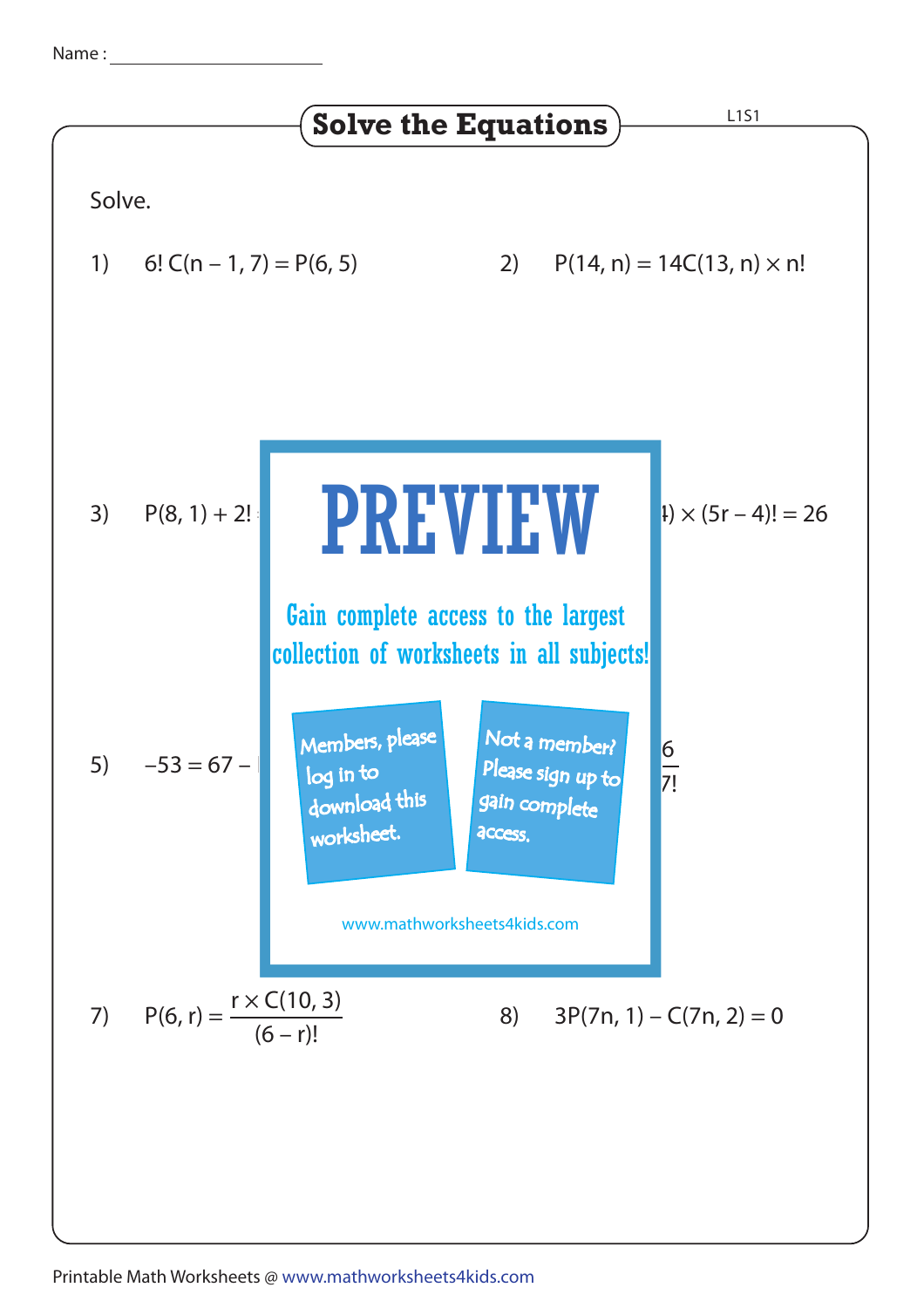Name : ______________________

# Solve the Equations

L1S1

Solve.

1) $6!\,C(n-1, 7) = P(6, 5)$

2) $P(14, n) = 14C(13, n) \times n!$

3) $P(8, 1) + 2!$

4) $) \times (5r-4)! = 26$

5) $-53 = 67 -$

6) $\frac{6}{7!}$

PREVIEW

Gain complete access to the largest collection of worksheets in all subjects!

Members, please log in to download this worksheet.

Not a member? Please sign up to gain complete access.

www.mathworksheets4kids.com

7) $P(6, r) = \dfrac{r \times C(10, 3)}{(6-r)!}$

8) $3P(7n, 1) - C(7n, 2) = 0$

Printable Math Worksheets @ www.mathworksheets4kids.com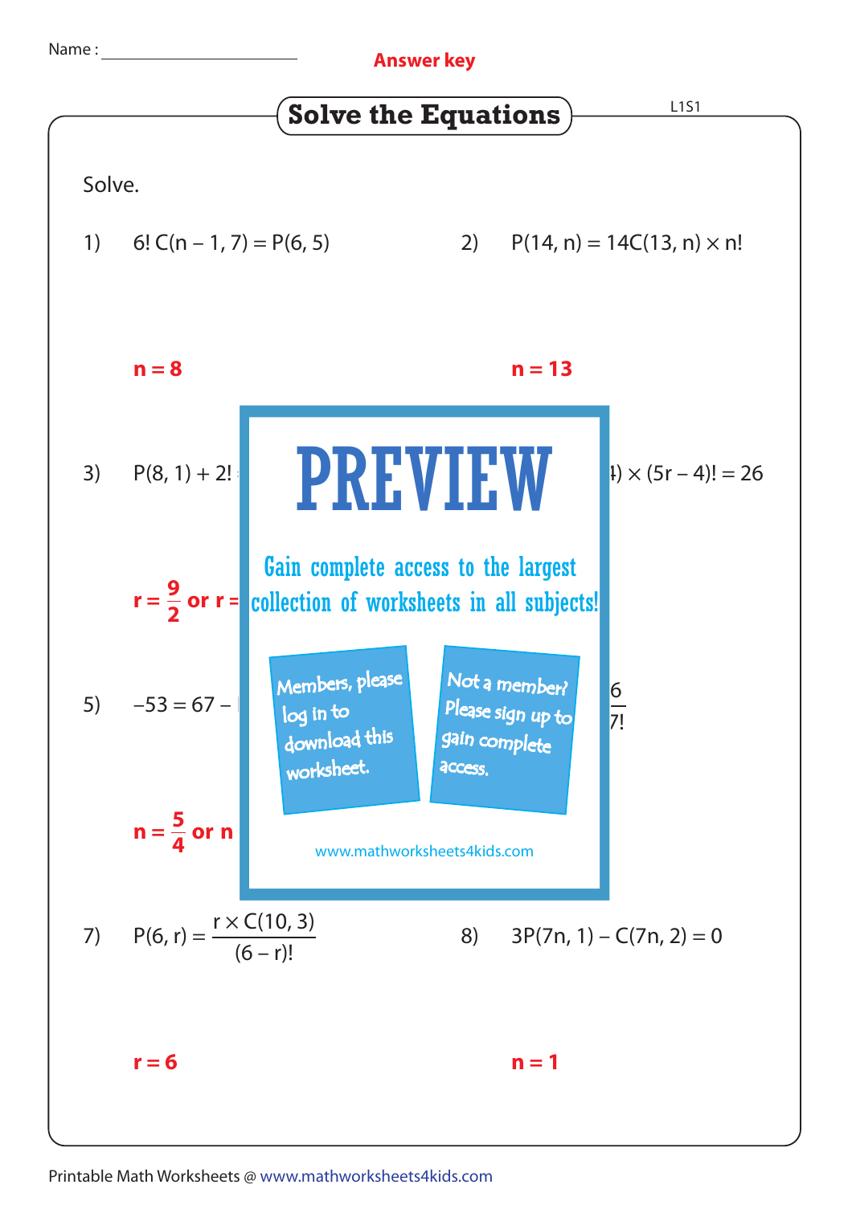Name : ____________________

**Answer key**

# Solve the Equations

L1S1

Solve.

1) $6!\,C(n-1, 7) = P(6, 5)$

**$n = 8$**

2) $P(14, n) = 14C(13, n) \times n!$

**$n = 13$**

3) $P(8, 1) + 2!$

**$r = \frac{9}{2}$ or $r =$**

4) $) \times (5r - 4)! = 26$

PREVIEW

Gain complete access to the largest collection of worksheets in all subjects!

Members, please log in to download this worksheet.

Not a member? Please sign up to gain complete access.

www.mathworksheets4kids.com

5) $-53 = 67 -$

**$n = \frac{5}{4}$ or $n$**

6) $\frac{6}{7!}$

7) $P(6, r) = \dfrac{r \times C(10, 3)}{(6 - r)!}$

**$r = 6$**

8) $3P(7n, 1) - C(7n, 2) = 0$

**$n = 1$**